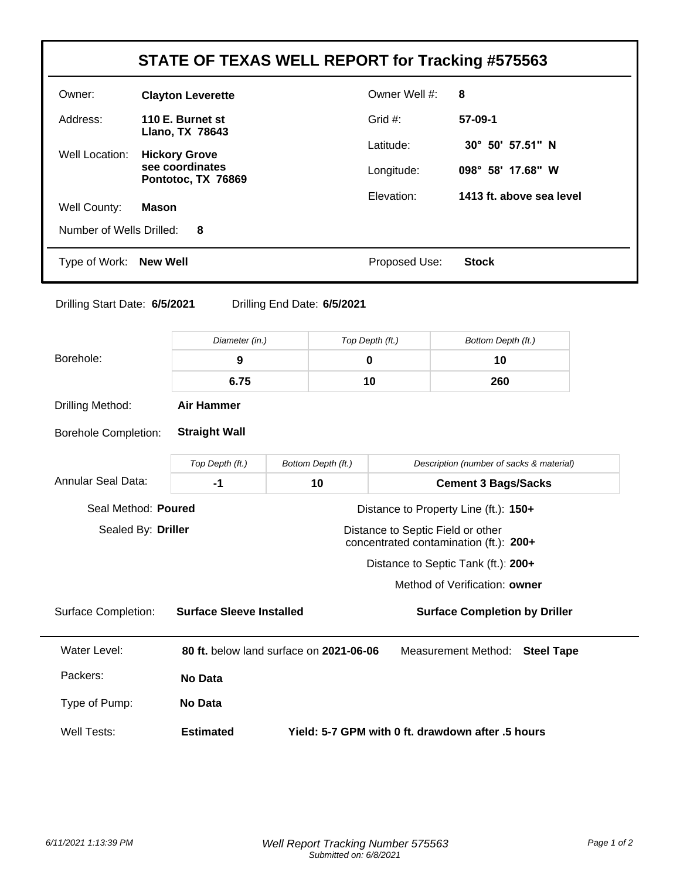# STATE OF TEXAS WELL REPORT for Tracking #575563

| | | | |
|---|---|---|---|
| Owner: | **Clayton Leverette** | Owner Well #: | **8** |
| Address: | **110 E. Burnet st**<br>**Llano, TX 78643** | Grid #: | **57-09-1** |
| Well Location: | **Hickory Grove**<br>**see coordinates**<br>**Pontotoc, TX 76869** | Latitude: | **30° 50' 57.51" N** |
| | | Longitude: | **098° 58' 17.68" W** |
| Well County: | **Mason** | Elevation: | **1413 ft. above sea level** |
| Number of Wells Drilled: | **8** | | |
| Type of Work: | **New Well** | Proposed Use: | **Stock** |

Drilling Start Date: **6/5/2021** Drilling End Date: **6/5/2021**

**Borehole:**

| Diameter (in.) | Top Depth (ft.) | Bottom Depth (ft.) |
|---|---|---|
| **9** | **0** | **10** |
| **6.75** | **10** | **260** |

Drilling Method: **Air Hammer**

Borehole Completion: **Straight Wall**

**Annular Seal Data:**

| Top Depth (ft.) | Bottom Depth (ft.) | Description (number of sacks & material) |
|---|---|---|
| **-1** | **10** | **Cement 3 Bags/Sacks** |

Seal Method: **Poured**

Sealed By: **Driller**

Distance to Property Line (ft.): **150+**

Distance to Septic Field or other concentrated contamination (ft.): **200+**

Distance to Septic Tank (ft.): **200+**

Method of Verification: **owner**

Surface Completion: **Surface Sleeve Installed** **Surface Completion by Driller**

Water Level: **80 ft.** below land surface on **2021-06-06** Measurement Method: **Steel Tape**

Packers: **No Data**

Type of Pump: **No Data**

Well Tests: **Estimated** **Yield: 5-7 GPM with 0 ft. drawdown after .5 hours**

6/11/2021 1:13:39 PM *Well Report Tracking Number 575563*
*Submitted on: 6/8/2021*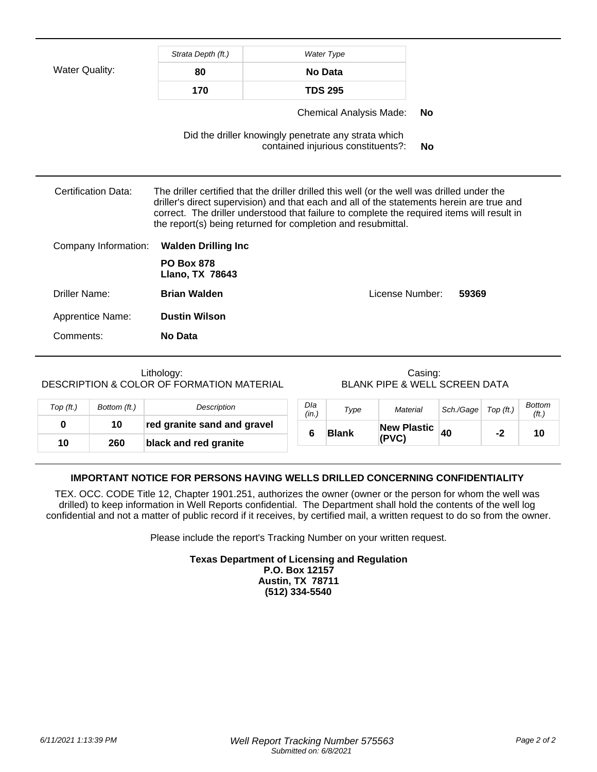Water Quality:

| Strata Depth (ft.) | Water Type |
| --- | --- |
| **80** | **No Data** |
| **170** | **TDS 295** |

Chemical Analysis Made: **No**

Did the driller knowingly penetrate any strata which contained injurious constituents?: **No**

---

Certification Data: The driller certified that the driller drilled this well (or the well was drilled under the driller's direct supervision) and that each and all of the statements herein are true and correct. The driller understood that failure to complete the required items will result in the report(s) being returned for completion and resubmittal.

Company Information: **Walden Drilling Inc**

**PO Box 878**
**Llano, TX 78643**

Driller Name: **Brian Walden** License Number: **59369**

Apprentice Name: **Dustin Wilson**

Comments: **No Data**

---

Lithology:
DESCRIPTION & COLOR OF FORMATION MATERIAL

| Top (ft.) | Bottom (ft.) | Description |
| --- | --- | --- |
| **0** | **10** | **red granite sand and gravel** |
| **10** | **260** | **black and red granite** |

Casing:
BLANK PIPE & WELL SCREEN DATA

| Dia (in.) | Type | Material | Sch./Gage | Top (ft.) | Bottom (ft.) |
| --- | --- | --- | --- | --- | --- |
| **6** | **Blank** | **New Plastic (PVC)** | **40** | **-2** | **10** |

---

**IMPORTANT NOTICE FOR PERSONS HAVING WELLS DRILLED CONCERNING CONFIDENTIALITY**

TEX. OCC. CODE Title 12, Chapter 1901.251, authorizes the owner (owner or the person for whom the well was drilled) to keep information in Well Reports confidential. The Department shall hold the contents of the well log confidential and not a matter of public record if it receives, by certified mail, a written request to do so from the owner.

Please include the report's Tracking Number on your written request.

**Texas Department of Licensing and Regulation**
**P.O. Box 12157**
**Austin, TX 78711**
**(512) 334-5540**

6/11/2021 1:13:39 PM

*Well Report Tracking Number 575563*
*Submitted on: 6/8/2021*